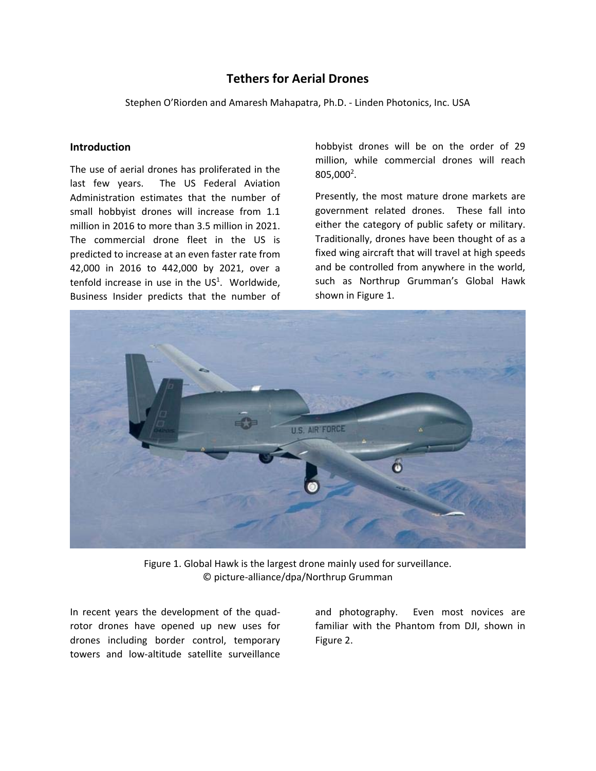# Tethers for Aerial Drones

Stephen O'Riorden and Amaresh Mahapatra, Ph.D. - Linden Photonics, Inc. USA

## Introduction

The use of aerial drones has proliferated in the last few years. The US Federal Aviation Administration estimates that the number of small hobbyist drones will increase from 1.1 million in 2016 to more than 3.5 million in 2021. The commercial drone fleet in the US is predicted to increase at an even faster rate from 42,000 in 2016 to 442,000 by 2021, over a tenfold increase in use in the US[1]. Worldwide, Business Insider predicts that the number of hobbyist drones will be on the order of 29 million, while commercial drones will reach 805,000[2].

Presently, the most mature drone markets are government related drones. These fall into either the category of public safety or military. Traditionally, drones have been thought of as a fixed wing aircraft that will travel at high speeds and be controlled from anywhere in the world, such as Northrup Grumman's Global Hawk shown in Figure 1.

Figure 1. Global Hawk is the largest drone mainly used for surveillance. © picture-alliance/dpa/Northrup Grumman

In recent years the development of the quad-rotor drones have opened up new uses for drones including border control, temporary towers and low-altitude satellite surveillance and photography. Even most novices are familiar with the Phantom from DJI, shown in Figure 2.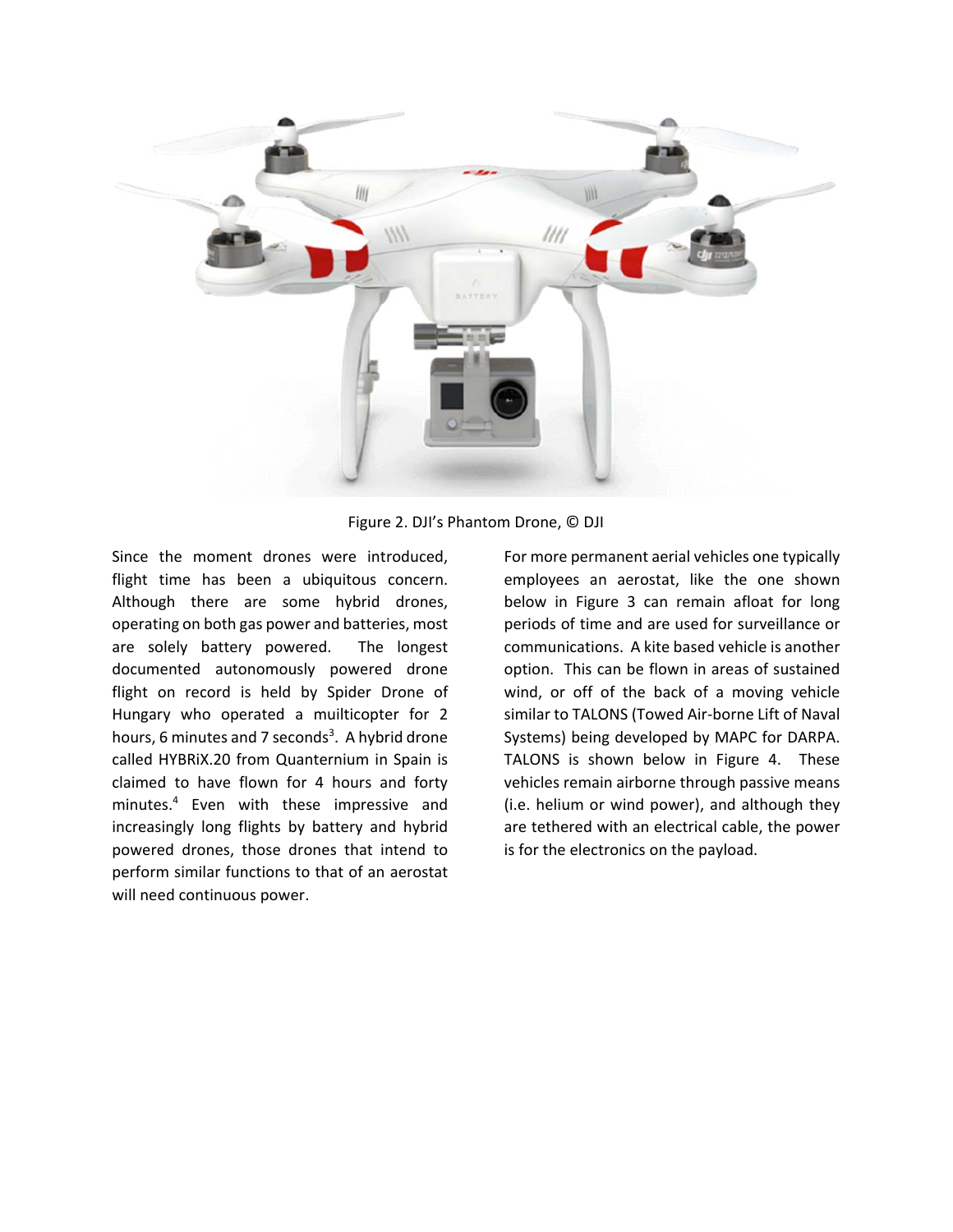Figure 2. DJI's Phantom Drone, © DJI

Since the moment drones were introduced, flight time has been a ubiquitous concern. Although there are some hybrid drones, operating on both gas power and batteries, most are solely battery powered. The longest documented autonomously powered drone flight on record is held by Spider Drone of Hungary who operated a muilticopter for 2 hours, 6 minutes and 7 seconds[3]. A hybrid drone called HYBRiX.20 from Quanternium in Spain is claimed to have flown for 4 hours and forty minutes.[4] Even with these impressive and increasingly long flights by battery and hybrid powered drones, those drones that intend to perform similar functions to that of an aerostat will need continuous power.

For more permanent aerial vehicles one typically employees an aerostat, like the one shown below in Figure 3 can remain afloat for long periods of time and are used for surveillance or communications. A kite based vehicle is another option. This can be flown in areas of sustained wind, or off of the back of a moving vehicle similar to TALONS (Towed Air-borne Lift of Naval Systems) being developed by MAPC for DARPA. TALONS is shown below in Figure 4. These vehicles remain airborne through passive means (i.e. helium or wind power), and although they are tethered with an electrical cable, the power is for the electronics on the payload.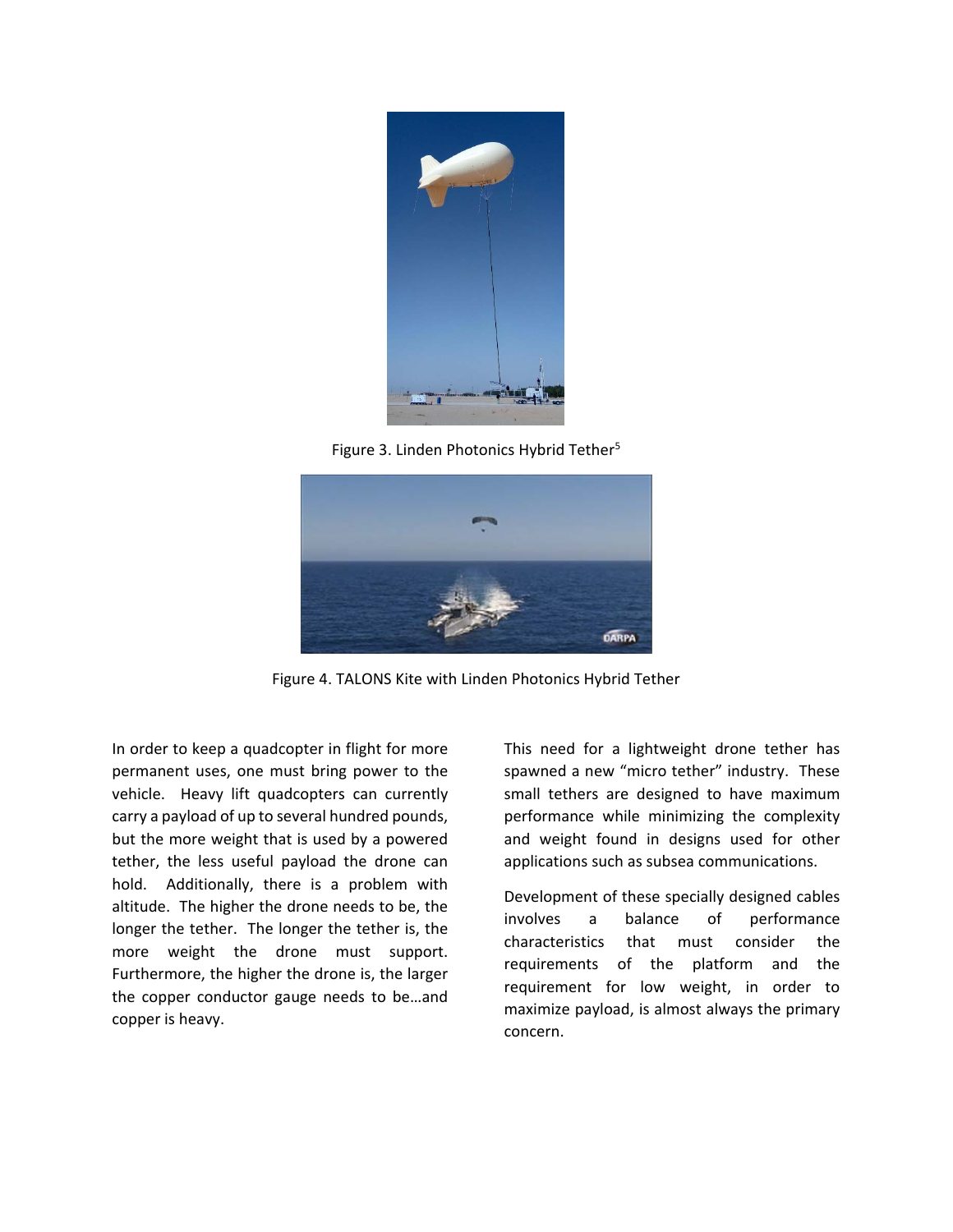Figure 3. Linden Photonics Hybrid Tether[5]

Figure 4. TALONS Kite with Linden Photonics Hybrid Tether

In order to keep a quadcopter in flight for more permanent uses, one must bring power to the vehicle. Heavy lift quadcopters can currently carry a payload of up to several hundred pounds, but the more weight that is used by a powered tether, the less useful payload the drone can hold. Additionally, there is a problem with altitude. The higher the drone needs to be, the longer the tether. The longer the tether is, the more weight the drone must support. Furthermore, the higher the drone is, the larger the copper conductor gauge needs to be…and copper is heavy.

This need for a lightweight drone tether has spawned a new "micro tether" industry. These small tethers are designed to have maximum performance while minimizing the complexity and weight found in designs used for other applications such as subsea communications.

Development of these specially designed cables involves a balance of performance characteristics that must consider the requirements of the platform and the requirement for low weight, in order to maximize payload, is almost always the primary concern.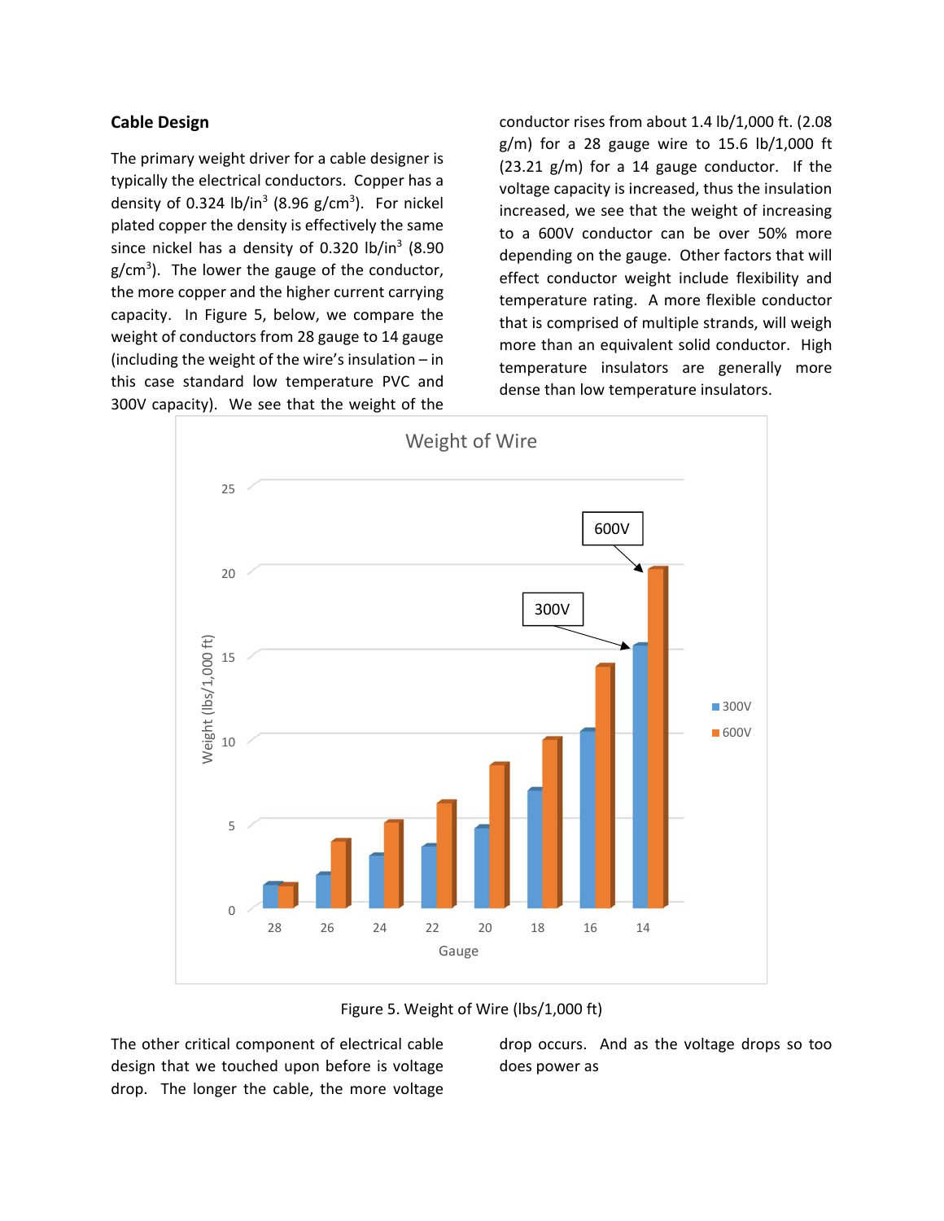## Cable Design

The primary weight driver for a cable designer is typically the electrical conductors. Copper has a density of 0.324 lb/in$^3$ (8.96 g/cm$^3$). For nickel plated copper the density is effectively the same since nickel has a density of 0.320 lb/in$^3$ (8.90 g/cm$^3$). The lower the gauge of the conductor, the more copper and the higher current carrying capacity. In Figure 5, below, we compare the weight of conductors from 28 gauge to 14 gauge (including the weight of the wire's insulation – in this case standard low temperature PVC and 300V capacity). We see that the weight of the conductor rises from about 1.4 lb/1,000 ft. (2.08 g/m) for a 28 gauge wire to 15.6 lb/1,000 ft (23.21 g/m) for a 14 gauge conductor. If the voltage capacity is increased, thus the insulation increased, we see that the weight of increasing to a 600V conductor can be over 50% more depending on the gauge. Other factors that will effect conductor weight include flexibility and temperature rating. A more flexible conductor that is comprised of multiple strands, will weigh more than an equivalent solid conductor. High temperature insulators are generally more dense than low temperature insulators.

Figure 5. Weight of Wire (lbs/1,000 ft)

The other critical component of electrical cable design that we touched upon before is voltage drop. The longer the cable, the more voltage drop occurs. And as the voltage drops so too does power as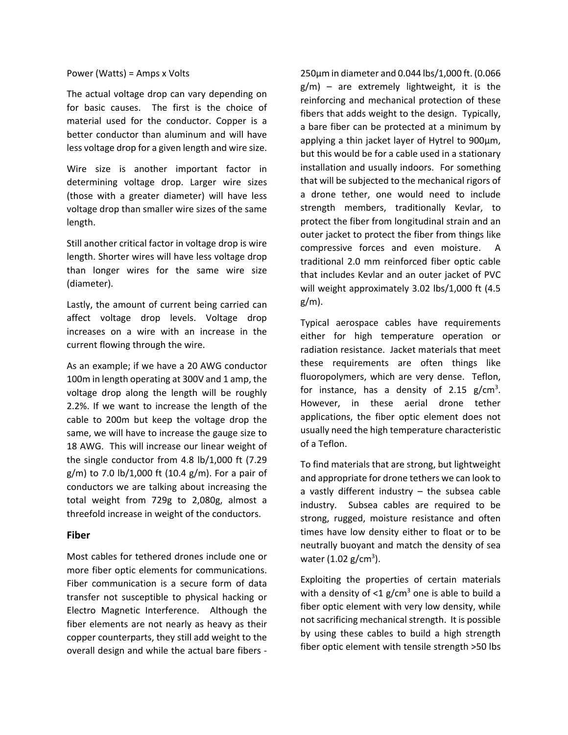Power (Watts) = Amps x Volts

The actual voltage drop can vary depending on for basic causes. The first is the choice of material used for the conductor. Copper is a better conductor than aluminum and will have less voltage drop for a given length and wire size.

Wire size is another important factor in determining voltage drop. Larger wire sizes (those with a greater diameter) will have less voltage drop than smaller wire sizes of the same length.

Still another critical factor in voltage drop is wire length. Shorter wires will have less voltage drop than longer wires for the same wire size (diameter).

Lastly, the amount of current being carried can affect voltage drop levels. Voltage drop increases on a wire with an increase in the current flowing through the wire.

As an example; if we have a 20 AWG conductor 100m in length operating at 300V and 1 amp, the voltage drop along the length will be roughly 2.2%. If we want to increase the length of the cable to 200m but keep the voltage drop the same, we will have to increase the gauge size to 18 AWG. This will increase our linear weight of the single conductor from 4.8 lb/1,000 ft (7.29 g/m) to 7.0 lb/1,000 ft (10.4 g/m). For a pair of conductors we are talking about increasing the total weight from 729g to 2,080g, almost a threefold increase in weight of the conductors.

## Fiber

Most cables for tethered drones include one or more fiber optic elements for communications. Fiber communication is a secure form of data transfer not susceptible to physical hacking or Electro Magnetic Interference. Although the fiber elements are not nearly as heavy as their copper counterparts, they still add weight to the overall design and while the actual bare fibers - 250µm in diameter and 0.044 lbs/1,000 ft. (0.066 g/m) – are extremely lightweight, it is the reinforcing and mechanical protection of these fibers that adds weight to the design. Typically, a bare fiber can be protected at a minimum by applying a thin jacket layer of Hytrel to 900µm, but this would be for a cable used in a stationary installation and usually indoors. For something that will be subjected to the mechanical rigors of a drone tether, one would need to include strength members, traditionally Kevlar, to protect the fiber from longitudinal strain and an outer jacket to protect the fiber from things like compressive forces and even moisture. A traditional 2.0 mm reinforced fiber optic cable that includes Kevlar and an outer jacket of PVC will weight approximately 3.02 lbs/1,000 ft (4.5 g/m).

Typical aerospace cables have requirements either for high temperature operation or radiation resistance. Jacket materials that meet these requirements are often things like fluoropolymers, which are very dense. Teflon, for instance, has a density of 2.15 g/cm$^3$. However, in these aerial drone tether applications, the fiber optic element does not usually need the high temperature characteristic of a Teflon.

To find materials that are strong, but lightweight and appropriate for drone tethers we can look to a vastly different industry – the subsea cable industry. Subsea cables are required to be strong, rugged, moisture resistance and often times have low density either to float or to be neutrally buoyant and match the density of sea water (1.02 g/cm$^3$).

Exploiting the properties of certain materials with a density of <1 g/cm$^3$ one is able to build a fiber optic element with very low density, while not sacrificing mechanical strength. It is possible by using these cables to build a high strength fiber optic element with tensile strength >50 lbs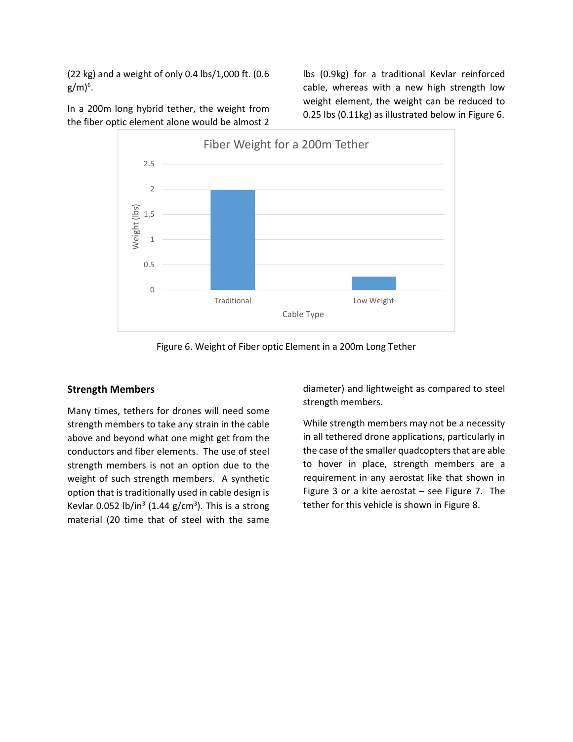(22 kg) and a weight of only 0.4 lbs/1,000 ft. (0.6 g/m)[6].

In a 200m long hybrid tether, the weight from the fiber optic element alone would be almost 2 lbs (0.9kg) for a traditional Kevlar reinforced cable, whereas with a new high strength low weight element, the weight can be reduced to 0.25 lbs (0.11kg) as illustrated below in Figure 6.

Figure 6. Weight of Fiber optic Element in a 200m Long Tether

## Strength Members

Many times, tethers for drones will need some strength members to take any strain in the cable above and beyond what one might get from the conductors and fiber elements. The use of steel strength members is not an option due to the weight of such strength members. A synthetic option that is traditionally used in cable design is Kevlar 0.052 lb/in$^3$ (1.44 g/cm$^3$). This is a strong material (20 time that of steel with the same diameter) and lightweight as compared to steel strength members.

While strength members may not be a necessity in all tethered drone applications, particularly in the case of the smaller quadcopters that are able to hover in place, strength members are a requirement in any aerostat like that shown in Figure 3 or a kite aerostat – see Figure 7. The tether for this vehicle is shown in Figure 8.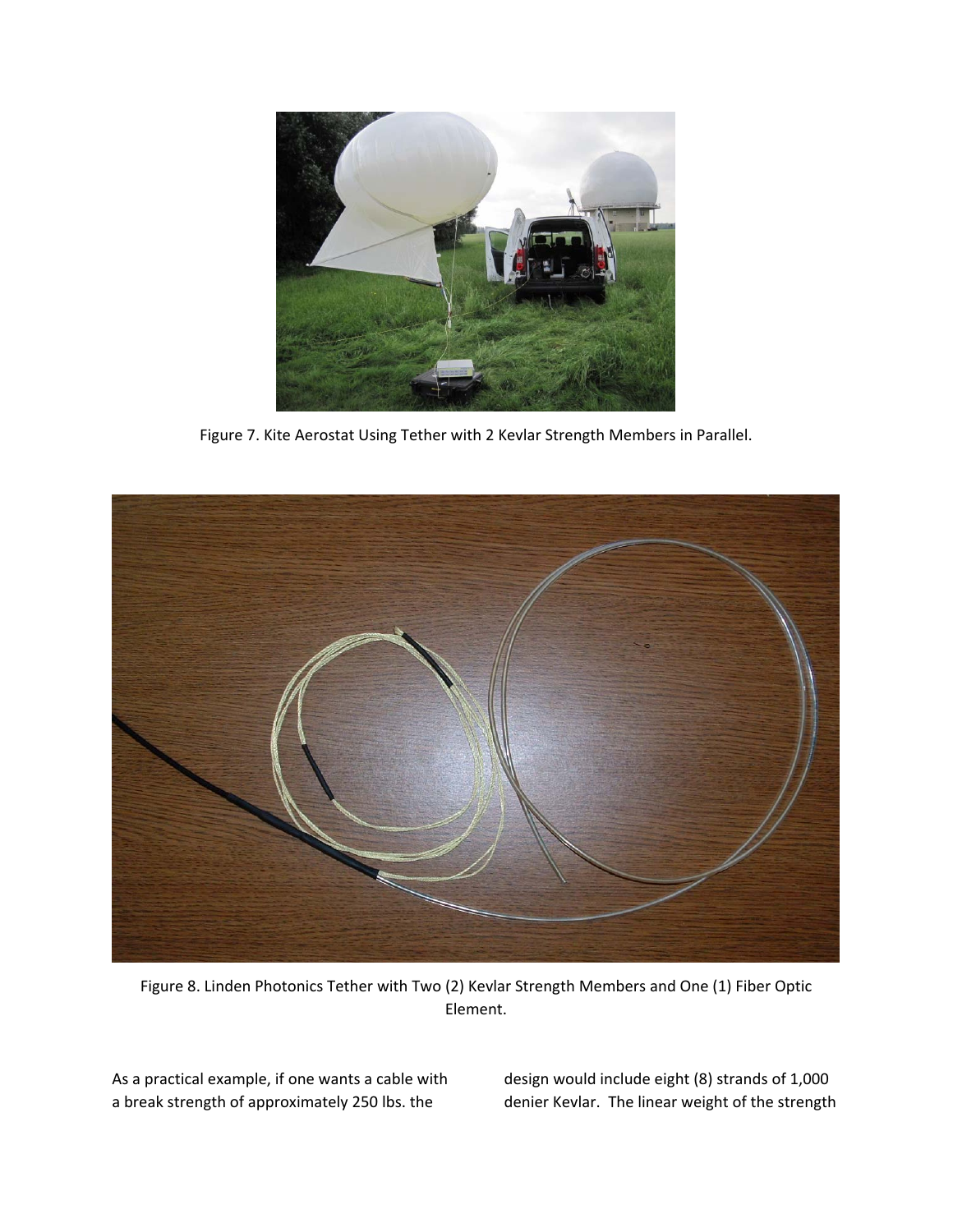Figure 7. Kite Aerostat Using Tether with 2 Kevlar Strength Members in Parallel.

Figure 8. Linden Photonics Tether with Two (2) Kevlar Strength Members and One (1) Fiber Optic Element.

As a practical example, if one wants a cable with a break strength of approximately 250 lbs. the design would include eight (8) strands of 1,000 denier Kevlar. The linear weight of the strength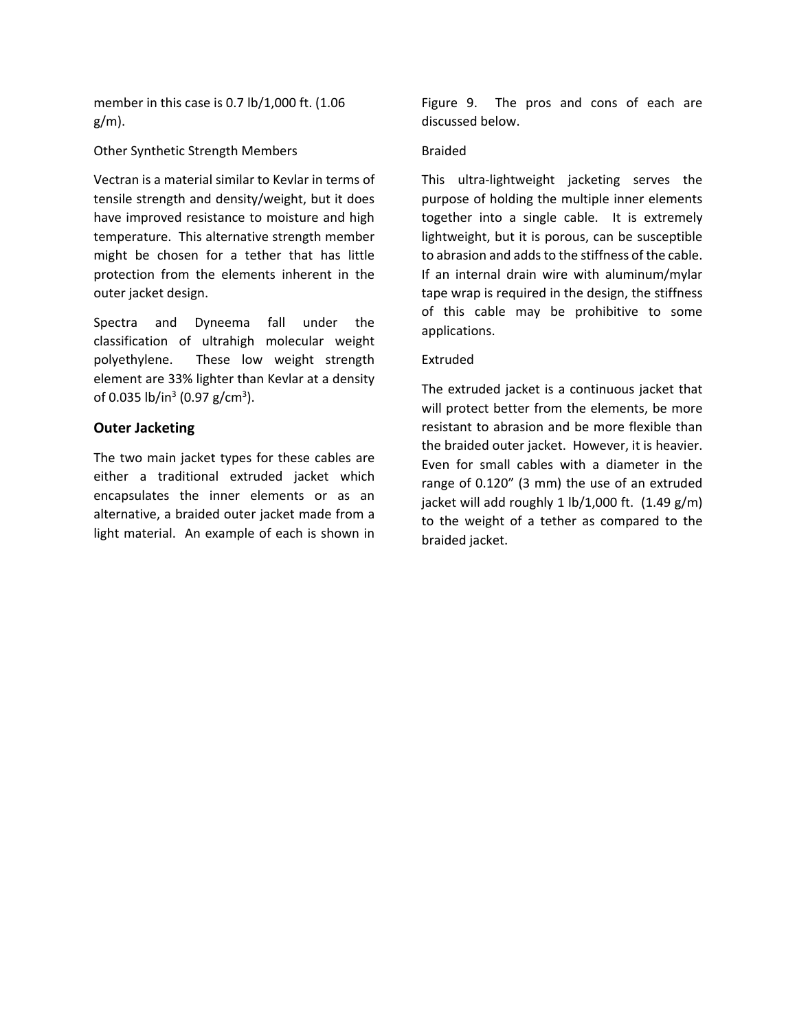member in this case is 0.7 lb/1,000 ft. (1.06 g/m).

Other Synthetic Strength Members

Vectran is a material similar to Kevlar in terms of tensile strength and density/weight, but it does have improved resistance to moisture and high temperature. This alternative strength member might be chosen for a tether that has little protection from the elements inherent in the outer jacket design.

Spectra and Dyneema fall under the classification of ultrahigh molecular weight polyethylene. These low weight strength element are 33% lighter than Kevlar at a density of 0.035 lb/in$^3$ (0.97 g/cm$^3$).

### Outer Jacketing

The two main jacket types for these cables are either a traditional extruded jacket which encapsulates the inner elements or as an alternative, a braided outer jacket made from a light material. An example of each is shown in Figure 9. The pros and cons of each are discussed below.

Braided

This ultra-lightweight jacketing serves the purpose of holding the multiple inner elements together into a single cable. It is extremely lightweight, but it is porous, can be susceptible to abrasion and adds to the stiffness of the cable. If an internal drain wire with aluminum/mylar tape wrap is required in the design, the stiffness of this cable may be prohibitive to some applications.

Extruded

The extruded jacket is a continuous jacket that will protect better from the elements, be more resistant to abrasion and be more flexible than the braided outer jacket. However, it is heavier. Even for small cables with a diameter in the range of 0.120" (3 mm) the use of an extruded jacket will add roughly 1 lb/1,000 ft. (1.49 g/m) to the weight of a tether as compared to the braided jacket.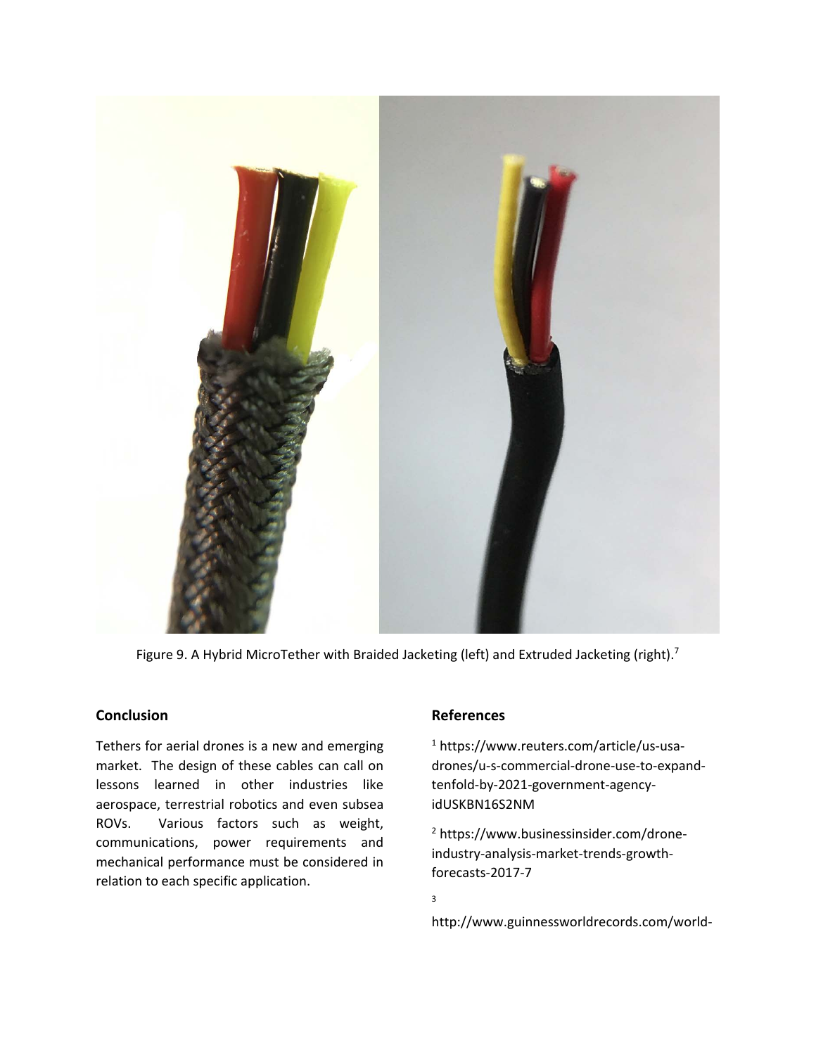Figure 9. A Hybrid MicroTether with Braided Jacketing (left) and Extruded Jacketing (right).[7]

## Conclusion

Tethers for aerial drones is a new and emerging market. The design of these cables can call on lessons learned in other industries like aerospace, terrestrial robotics and even subsea ROVs. Various factors such as weight, communications, power requirements and mechanical performance must be considered in relation to each specific application.

## References

[1] https://www.reuters.com/article/us-usa-drones/u-s-commercial-drone-use-to-expand-tenfold-by-2021-government-agency-idUSKBN16S2NM

[2] https://www.businessinsider.com/drone-industry-analysis-market-trends-growth-forecasts-2017-7

[3] http://www.guinnessworldrecords.com/world-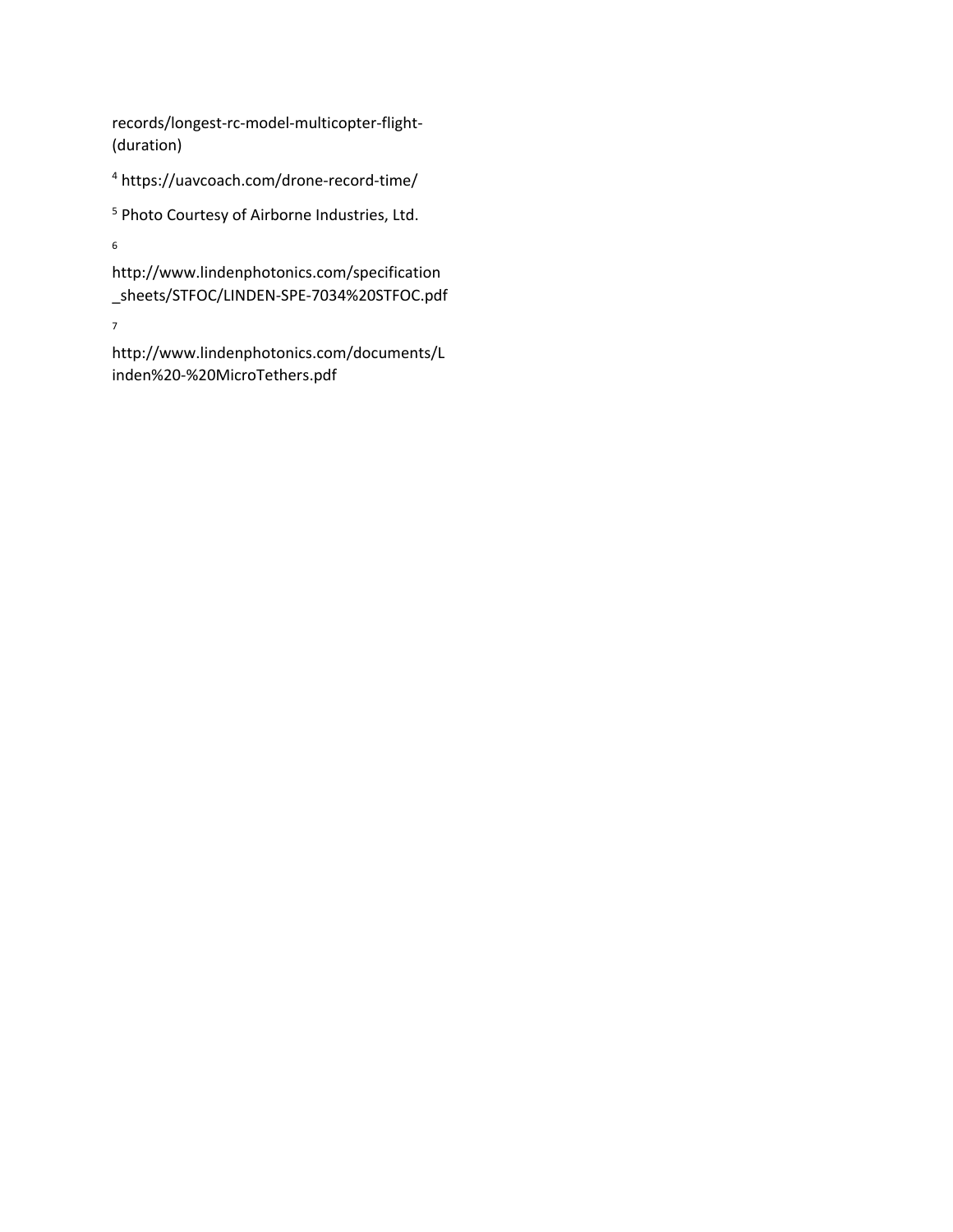records/longest-rc-model-multicopter-flight-(duration)

[4] https://uavcoach.com/drone-record-time/

[5] Photo Courtesy of Airborne Industries, Ltd.

[6] http://www.lindenphotonics.com/specification_sheets/STFOC/LINDEN-SPE-7034%20STFOC.pdf

[7] http://www.lindenphotonics.com/documents/Linden%20-%20MicroTethers.pdf